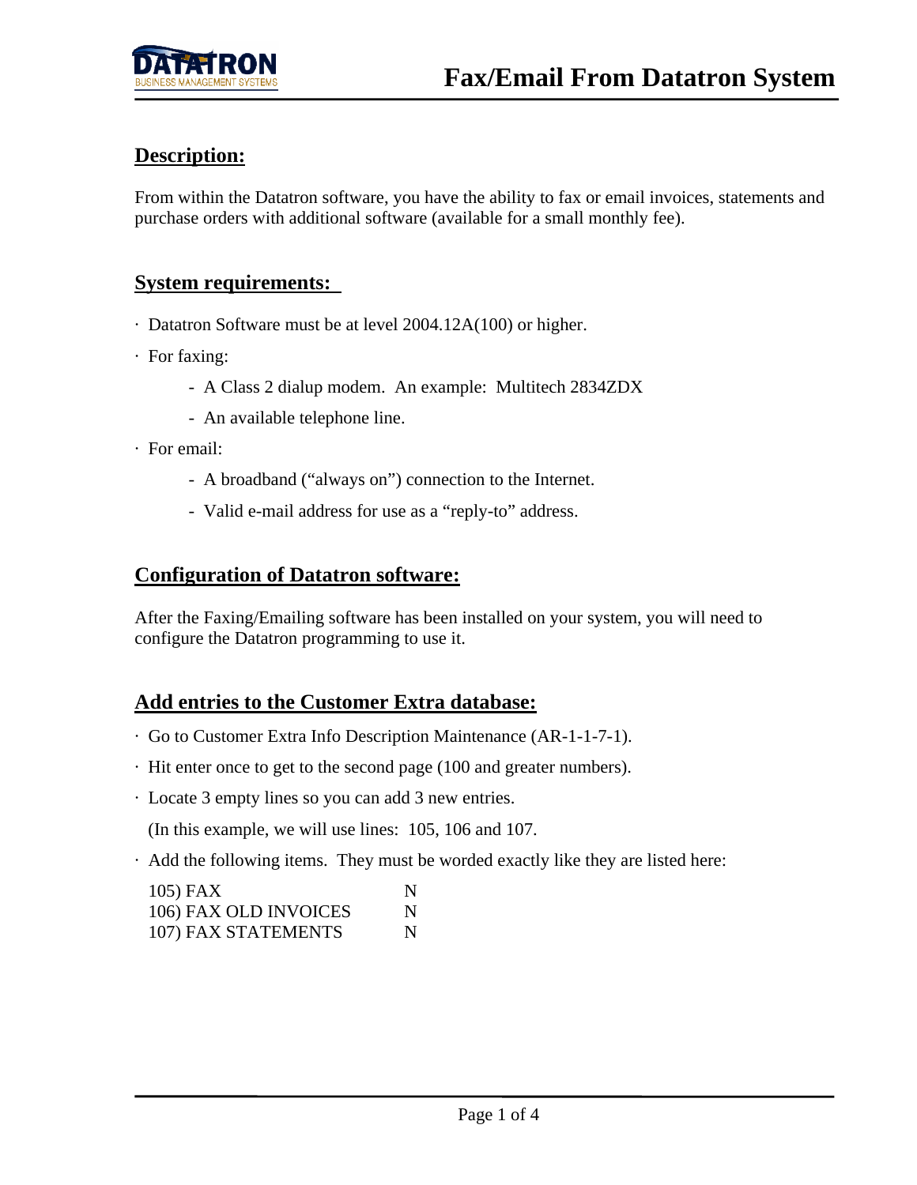# Fax/Email From Datatron System

## Description:

From within the Datatron software, you have the ability to fax or email invoices, statements and purchase orders with additional software (available for a small monthly fee).

## System requirements:

- Datatron Software must be at level 2004.12A(100) or higher.
- For faxing:
  - A Class 2 dialup modem. An example: Multitech 2834ZDX
  - An available telephone line.
- For email:
  - A broadband ("always on") connection to the Internet.
  - Valid e-mail address for use as a "reply-to" address.

## Configuration of Datatron software:

After the Faxing/Emailing software has been installed on your system, you will need to configure the Datatron programming to use it.

## Add entries to the Customer Extra database:

- Go to Customer Extra Info Description Maintenance (AR-1-1-7-1).
- Hit enter once to get to the second page (100 and greater numbers).
- Locate 3 empty lines so you can add 3 new entries.

  (In this example, we will use lines: 105, 106 and 107.
- Add the following items. They must be worded exactly like they are listed here:

```
105) FAX                  N
106) FAX OLD INVOICES     N
107) FAX STATEMENTS       N
```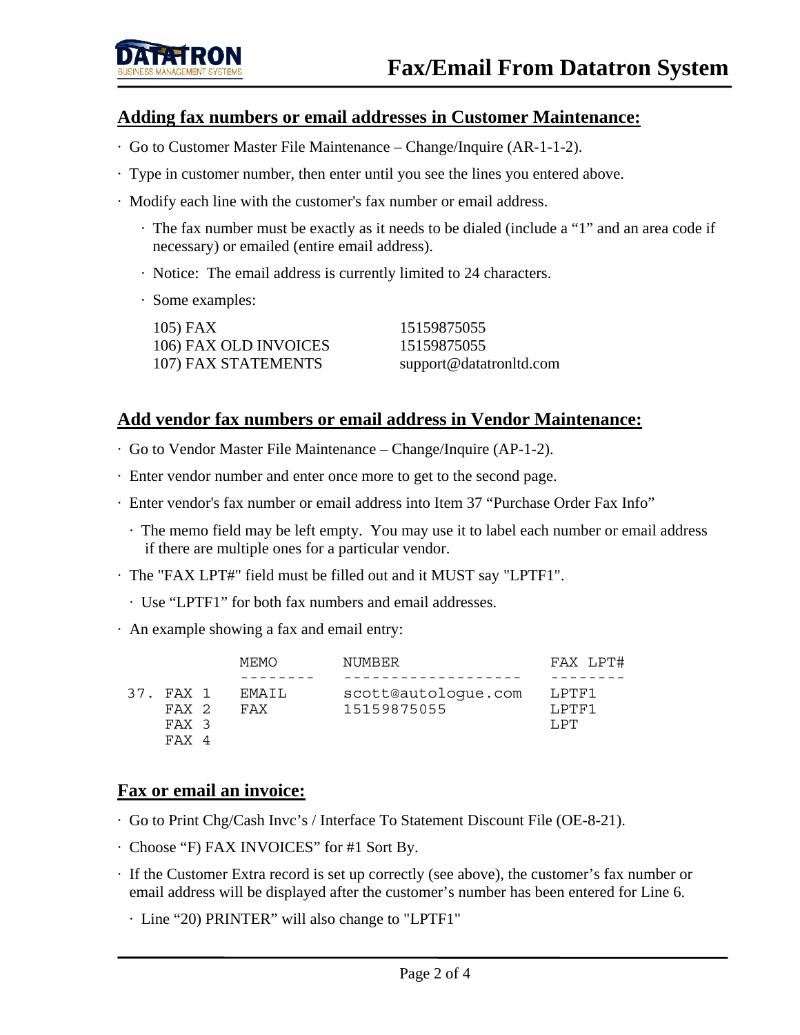## Adding fax numbers or email addresses in Customer Maintenance:

- Go to Customer Master File Maintenance – Change/Inquire (AR-1-1-2).
- Type in customer number, then enter until you see the lines you entered above.
- Modify each line with the customer's fax number or email address.
  - The fax number must be exactly as it needs to be dialed (include a "1" and an area code if necessary) or emailed (entire email address).
  - Notice: The email address is currently limited to 24 characters.
  - Some examples:

```
105) FAX                  15159875055
106) FAX OLD INVOICES     15159875055
107) FAX STATEMENTS       support@datatronltd.com
```

## Add vendor fax numbers or email address in Vendor Maintenance:

- Go to Vendor Master File Maintenance – Change/Inquire (AP-1-2).
- Enter vendor number and enter once more to get to the second page.
- Enter vendor's fax number or email address into Item 37 "Purchase Order Fax Info"
  - The memo field may be left empty. You may use it to label each number or email address if there are multiple ones for a particular vendor.
- The "FAX LPT#" field must be filled out and it MUST say "LPTF1".
  - Use "LPTF1" for both fax numbers and email addresses.
- An example showing a fax and email entry:

```
              MEMO        NUMBER                FAX LPT#
              --------    -------------------   --------
37. FAX 1     EMAIL       scott@autologue.com   LPTF1
    FAX 2     FAX         15159875055           LPTF1
    FAX 3                                       LPT
    FAX 4
```

## Fax or email an invoice:

- Go to Print Chg/Cash Invc's / Interface To Statement Discount File (OE-8-21).
- Choose "F) FAX INVOICES" for #1 Sort By.
- If the Customer Extra record is set up correctly (see above), the customer's fax number or email address will be displayed after the customer's number has been entered for Line 6.
  - Line "20) PRINTER" will also change to "LPTF1"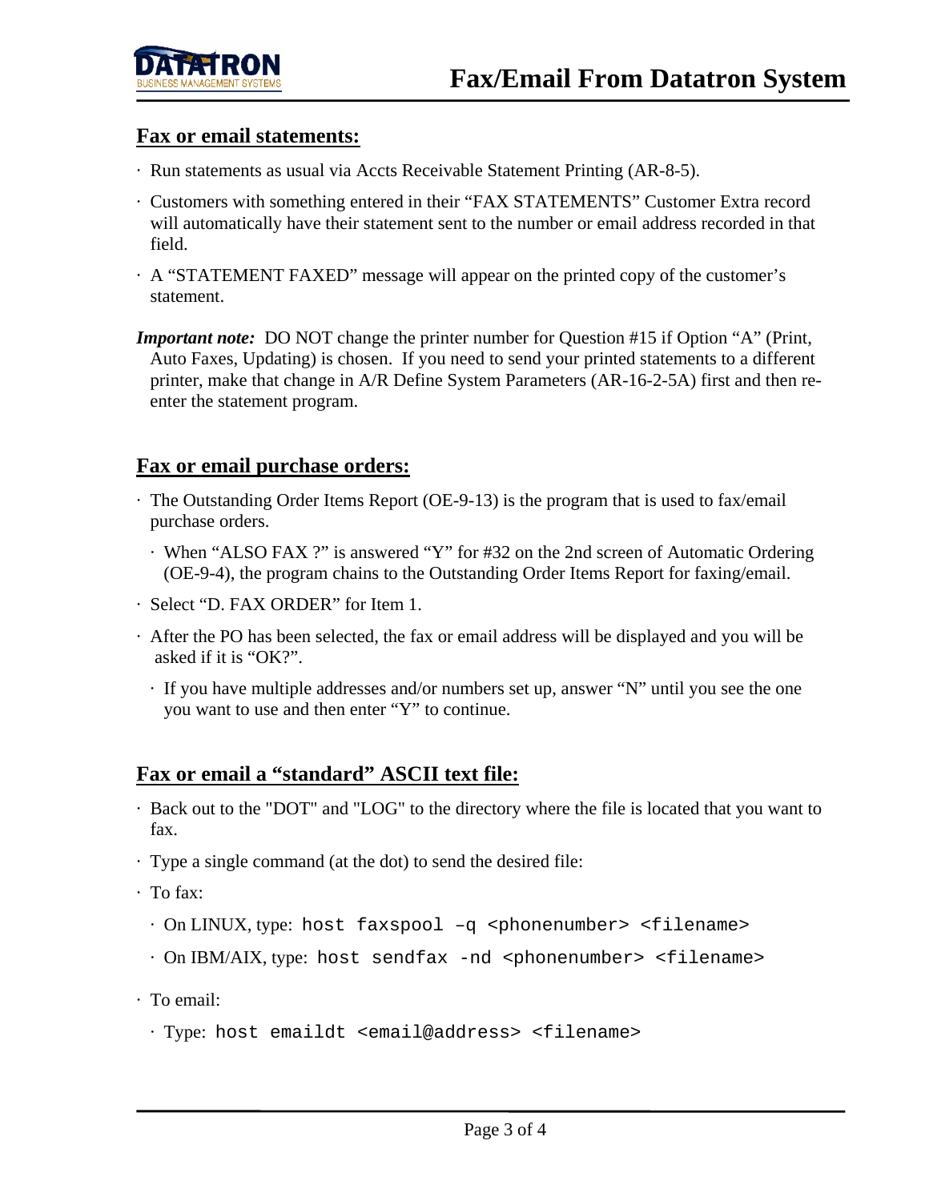## Fax or email statements:

- Run statements as usual via Accts Receivable Statement Printing (AR-8-5).
- Customers with something entered in their "FAX STATEMENTS" Customer Extra record will automatically have their statement sent to the number or email address recorded in that field.
- A "STATEMENT FAXED" message will appear on the printed copy of the customer's statement.

***Important note:*** DO NOT change the printer number for Question #15 if Option "A" (Print, Auto Faxes, Updating) is chosen. If you need to send your printed statements to a different printer, make that change in A/R Define System Parameters (AR-16-2-5A) first and then re-enter the statement program.

## Fax or email purchase orders:

- The Outstanding Order Items Report (OE-9-13) is the program that is used to fax/email purchase orders.
  - When "ALSO FAX ?" is answered "Y" for #32 on the 2nd screen of Automatic Ordering (OE-9-4), the program chains to the Outstanding Order Items Report for faxing/email.
- Select "D. FAX ORDER" for Item 1.
- After the PO has been selected, the fax or email address will be displayed and you will be asked if it is "OK?".
  - If you have multiple addresses and/or numbers set up, answer "N" until you see the one you want to use and then enter "Y" to continue.

## Fax or email a "standard" ASCII text file:

- Back out to the "DOT" and "LOG" to the directory where the file is located that you want to fax.
- Type a single command (at the dot) to send the desired file:
- To fax:
  - On LINUX, type: `host faxspool –q <phonenumber> <filename>`
  - On IBM/AIX, type: `host sendfax -nd <phonenumber> <filename>`
- To email:
  - Type: `host emaildt <email@address> <filename>`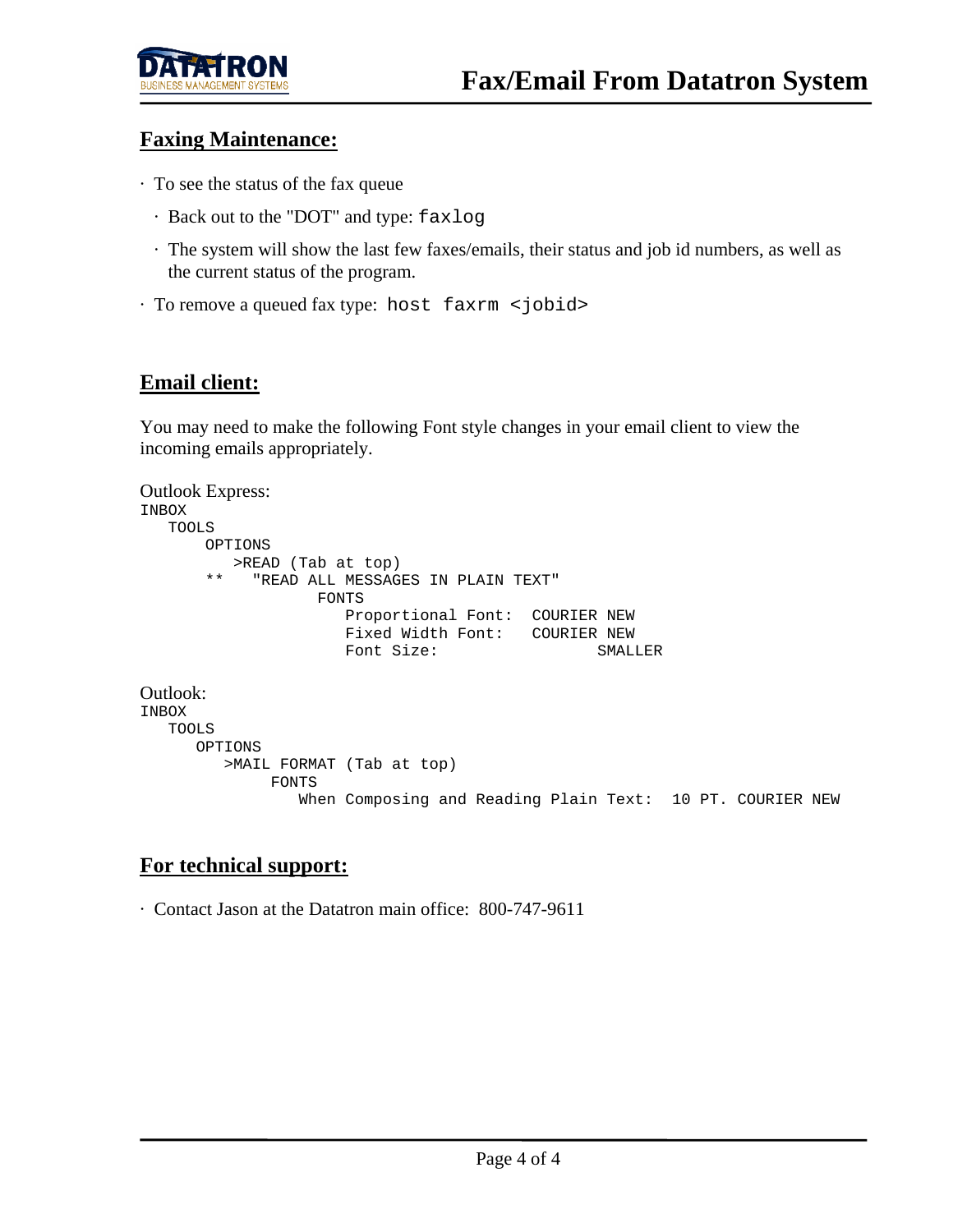## Faxing Maintenance:

- To see the status of the fax queue
  - Back out to the "DOT" and type: `faxlog`
  - The system will show the last few faxes/emails, their status and job id numbers, as well as the current status of the program.
- To remove a queued fax type: `host faxrm <jobid>`

## Email client:

You may need to make the following Font style changes in your email client to view the incoming emails appropriately.

Outlook Express:

```
INBOX
   TOOLS
       OPTIONS
          >READ (Tab at top)
       **   "READ ALL MESSAGES IN PLAIN TEXT"
                   FONTS
                      Proportional Font:  COURIER NEW
                      Fixed Width Font:   COURIER NEW
                      Font Size:                 SMALLER
```

Outlook:

```
INBOX
   TOOLS
      OPTIONS
         >MAIL FORMAT (Tab at top)
              FONTS
                 When Composing and Reading Plain Text:  10 PT. COURIER NEW
```

## For technical support:

- Contact Jason at the Datatron main office:  800-747-9611